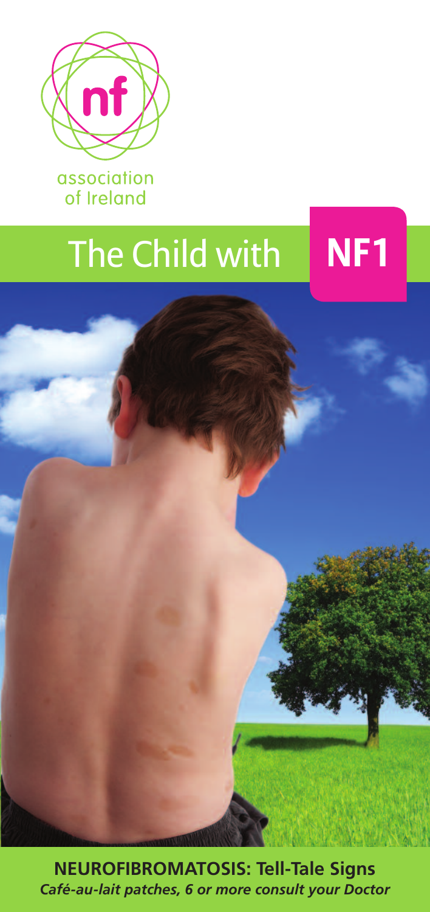nf

association of Ireland

# The Child with **NF1**

**NEUROFIBROMATOSIS: Tell-Tale Signs**

***Café-au-lait patches, 6 or more consult your Doctor***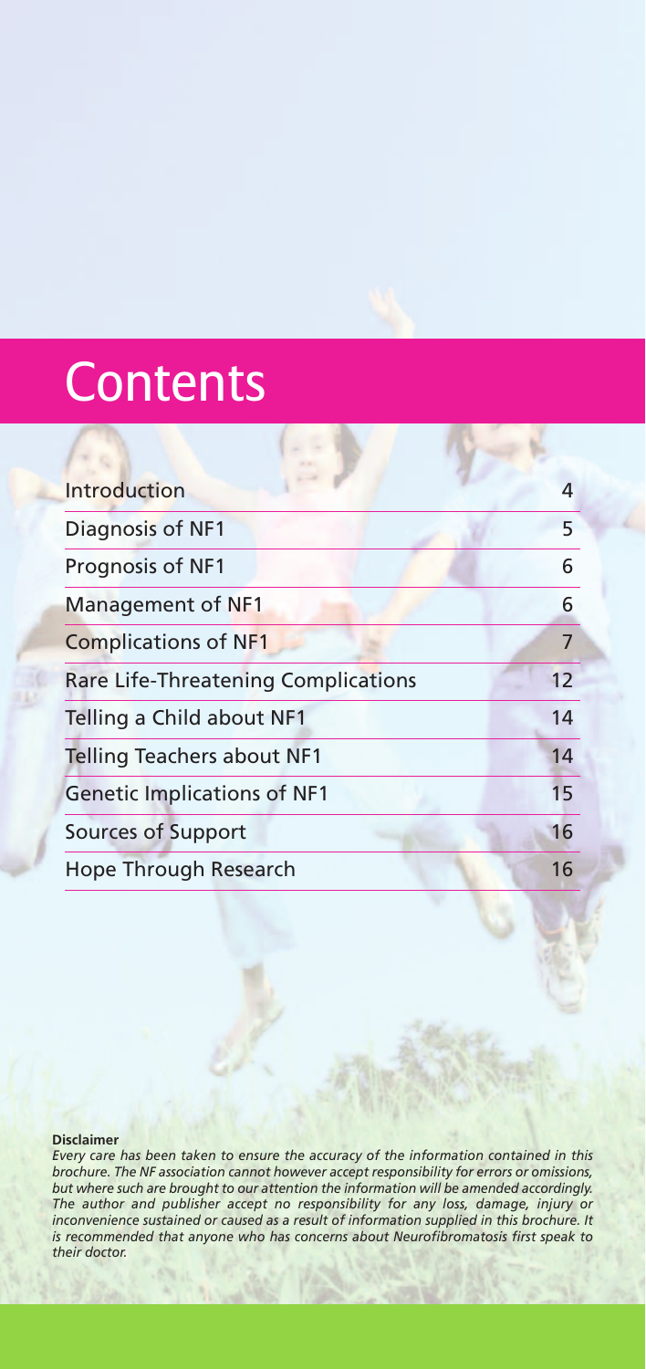# Contents

| | |
|---|---|
| Introduction | 4 |
| Diagnosis of NF1 | 5 |
| Prognosis of NF1 | 6 |
| Management of NF1 | 6 |
| Complications of NF1 | 7 |
| Rare Life-Threatening Complications | 12 |
| Telling a Child about NF1 | 14 |
| Telling Teachers about NF1 | 14 |
| Genetic Implications of NF1 | 15 |
| Sources of Support | 16 |
| Hope Through Research | 16 |

**Disclaimer**

*Every care has been taken to ensure the accuracy of the information contained in this brochure. The NF association cannot however accept responsibility for errors or omissions, but where such are brought to our attention the information will be amended accordingly. The author and publisher accept no responsibility for any loss, damage, injury or inconvenience sustained or caused as a result of information supplied in this brochure. It is recommended that anyone who has concerns about Neurofibromatosis first speak to their doctor.*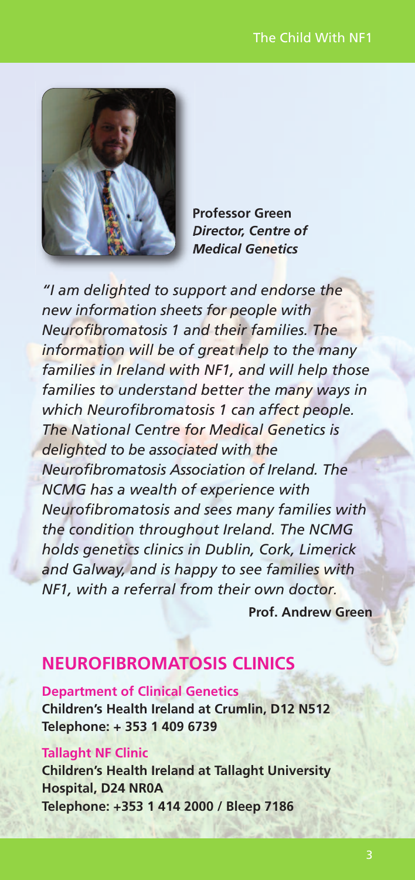**Professor Green**
***Director, Centre of Medical Genetics***

*"I am delighted to support and endorse the new information sheets for people with Neurofibromatosis 1 and their families. The information will be of great help to the many families in Ireland with NF1, and will help those families to understand better the many ways in which Neurofibromatosis 1 can affect people. The National Centre for Medical Genetics is delighted to be associated with the Neurofibromatosis Association of Ireland. The NCMG has a wealth of experience with Neurofibromatosis and sees many families with the condition throughout Ireland. The NCMG holds genetics clinics in Dublin, Cork, Limerick and Galway, and is happy to see families with NF1, with a referral from their own doctor.*

**Prof. Andrew Green**

## NEUROFIBROMATOSIS CLINICS

**Department of Clinical Genetics**
**Children's Health Ireland at Crumlin, D12 N512**
**Telephone: + 353 1 409 6739**

**Tallaght NF Clinic**
**Children's Health Ireland at Tallaght University Hospital, D24 NR0A**
**Telephone: +353 1 414 2000 / Bleep 7186**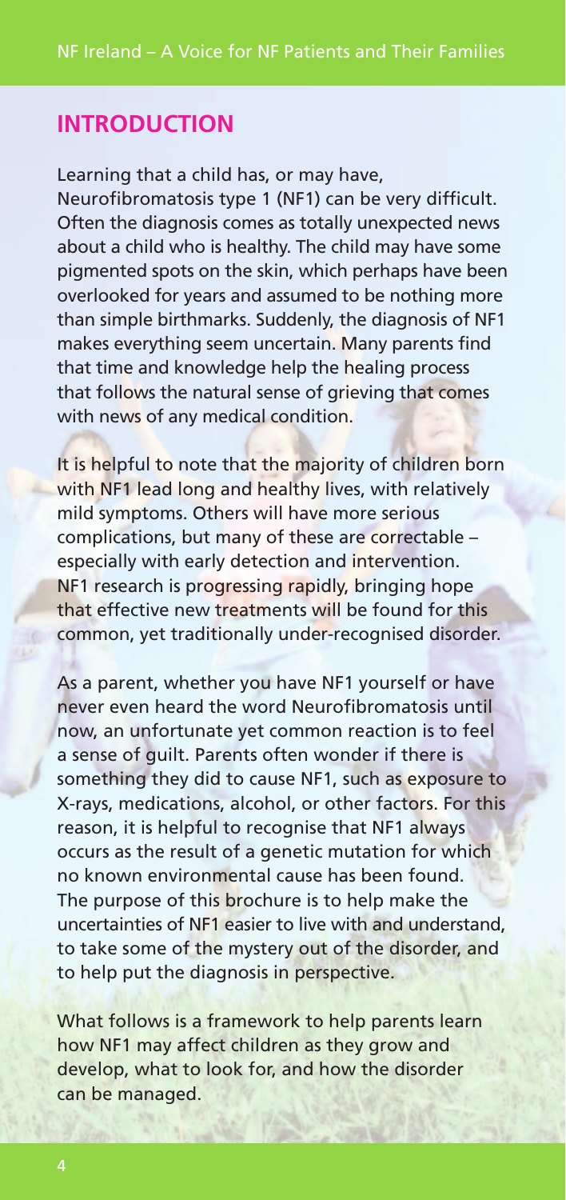## INTRODUCTION

Learning that a child has, or may have, Neurofibromatosis type 1 (NF1) can be very difficult. Often the diagnosis comes as totally unexpected news about a child who is healthy. The child may have some pigmented spots on the skin, which perhaps have been overlooked for years and assumed to be nothing more than simple birthmarks. Suddenly, the diagnosis of NF1 makes everything seem uncertain. Many parents find that time and knowledge help the healing process that follows the natural sense of grieving that comes with news of any medical condition.

It is helpful to note that the majority of children born with NF1 lead long and healthy lives, with relatively mild symptoms. Others will have more serious complications, but many of these are correctable – especially with early detection and intervention. NF1 research is progressing rapidly, bringing hope that effective new treatments will be found for this common, yet traditionally under-recognised disorder.

As a parent, whether you have NF1 yourself or have never even heard the word Neurofibromatosis until now, an unfortunate yet common reaction is to feel a sense of guilt. Parents often wonder if there is something they did to cause NF1, such as exposure to X-rays, medications, alcohol, or other factors. For this reason, it is helpful to recognise that NF1 always occurs as the result of a genetic mutation for which no known environmental cause has been found. The purpose of this brochure is to help make the uncertainties of NF1 easier to live with and understand, to take some of the mystery out of the disorder, and to help put the diagnosis in perspective.

What follows is a framework to help parents learn how NF1 may affect children as they grow and develop, what to look for, and how the disorder can be managed.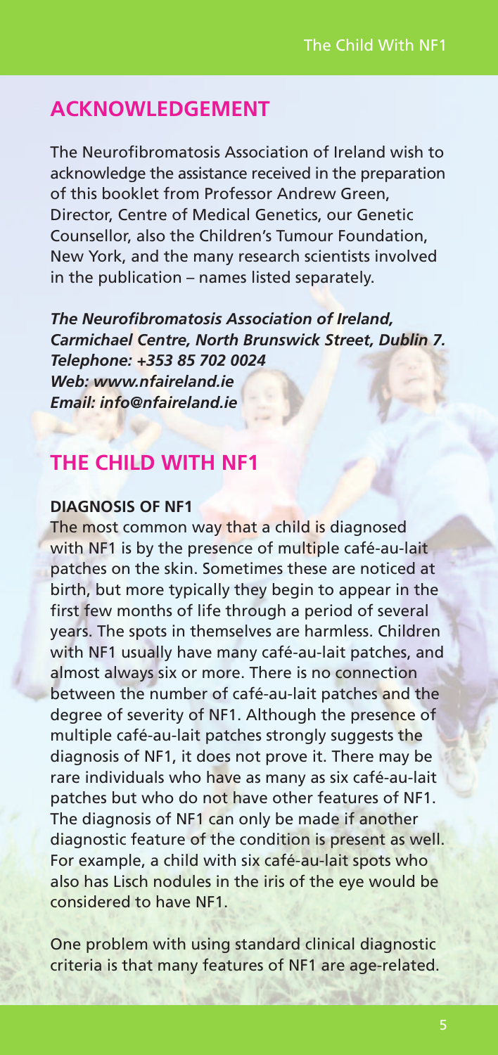## ACKNOWLEDGEMENT

The Neurofibromatosis Association of Ireland wish to acknowledge the assistance received in the preparation of this booklet from Professor Andrew Green, Director, Centre of Medical Genetics, our Genetic Counsellor, also the Children's Tumour Foundation, New York, and the many research scientists involved in the publication – names listed separately.

***The Neurofibromatosis Association of Ireland, Carmichael Centre, North Brunswick Street, Dublin 7.***
***Telephone: +353 85 702 0024***
***Web: www.nfaireland.ie***
***Email: info@nfaireland.ie***

## THE CHILD WITH NF1

### DIAGNOSIS OF NF1

The most common way that a child is diagnosed with NF1 is by the presence of multiple café-au-lait patches on the skin. Sometimes these are noticed at birth, but more typically they begin to appear in the first few months of life through a period of several years. The spots in themselves are harmless. Children with NF1 usually have many café-au-lait patches, and almost always six or more. There is no connection between the number of café-au-lait patches and the degree of severity of NF1. Although the presence of multiple café-au-lait patches strongly suggests the diagnosis of NF1, it does not prove it. There may be rare individuals who have as many as six café-au-lait patches but who do not have other features of NF1. The diagnosis of NF1 can only be made if another diagnostic feature of the condition is present as well. For example, a child with six café-au-lait spots who also has Lisch nodules in the iris of the eye would be considered to have NF1.

One problem with using standard clinical diagnostic criteria is that many features of NF1 are age-related.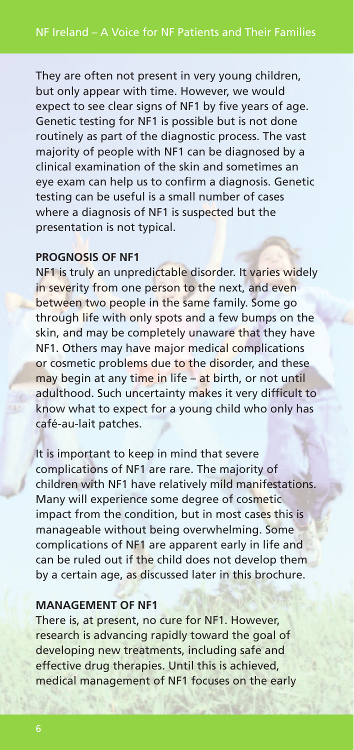They are often not present in very young children, but only appear with time. However, we would expect to see clear signs of NF1 by five years of age. Genetic testing for NF1 is possible but is not done routinely as part of the diagnostic process. The vast majority of people with NF1 can be diagnosed by a clinical examination of the skin and sometimes an eye exam can help us to confirm a diagnosis. Genetic testing can be useful is a small number of cases where a diagnosis of NF1 is suspected but the presentation is not typical.

**PROGNOSIS OF NF1**

NF1 is truly an unpredictable disorder. It varies widely in severity from one person to the next, and even between two people in the same family. Some go through life with only spots and a few bumps on the skin, and may be completely unaware that they have NF1. Others may have major medical complications or cosmetic problems due to the disorder, and these may begin at any time in life – at birth, or not until adulthood. Such uncertainty makes it very difficult to know what to expect for a young child who only has café-au-lait patches.

It is important to keep in mind that severe complications of NF1 are rare. The majority of children with NF1 have relatively mild manifestations. Many will experience some degree of cosmetic impact from the condition, but in most cases this is manageable without being overwhelming. Some complications of NF1 are apparent early in life and can be ruled out if the child does not develop them by a certain age, as discussed later in this brochure.

**MANAGEMENT OF NF1**

There is, at present, no cure for NF1. However, research is advancing rapidly toward the goal of developing new treatments, including safe and effective drug therapies. Until this is achieved, medical management of NF1 focuses on the early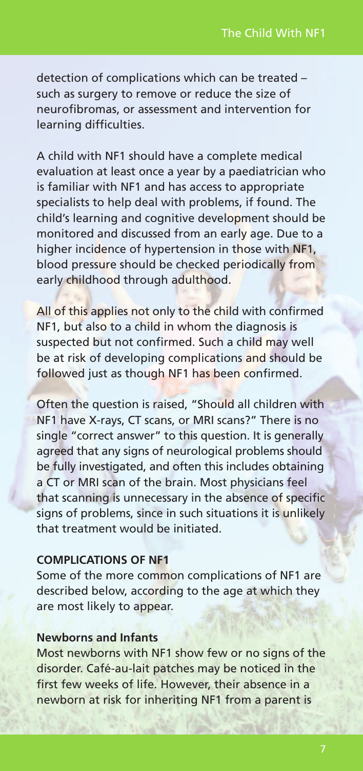detection of complications which can be treated – such as surgery to remove or reduce the size of neurofibromas, or assessment and intervention for learning difficulties.

A child with NF1 should have a complete medical evaluation at least once a year by a paediatrician who is familiar with NF1 and has access to appropriate specialists to help deal with problems, if found. The child's learning and cognitive development should be monitored and discussed from an early age. Due to a higher incidence of hypertension in those with NF1, blood pressure should be checked periodically from early childhood through adulthood.

All of this applies not only to the child with confirmed NF1, but also to a child in whom the diagnosis is suspected but not confirmed. Such a child may well be at risk of developing complications and should be followed just as though NF1 has been confirmed.

Often the question is raised, "Should all children with NF1 have X-rays, CT scans, or MRI scans?" There is no single "correct answer" to this question. It is generally agreed that any signs of neurological problems should be fully investigated, and often this includes obtaining a CT or MRI scan of the brain. Most physicians feel that scanning is unnecessary in the absence of specific signs of problems, since in such situations it is unlikely that treatment would be initiated.

## COMPLICATIONS OF NF1

Some of the more common complications of NF1 are described below, according to the age at which they are most likely to appear.

### Newborns and Infants

Most newborns with NF1 show few or no signs of the disorder. Café-au-lait patches may be noticed in the first few weeks of life. However, their absence in a newborn at risk for inheriting NF1 from a parent is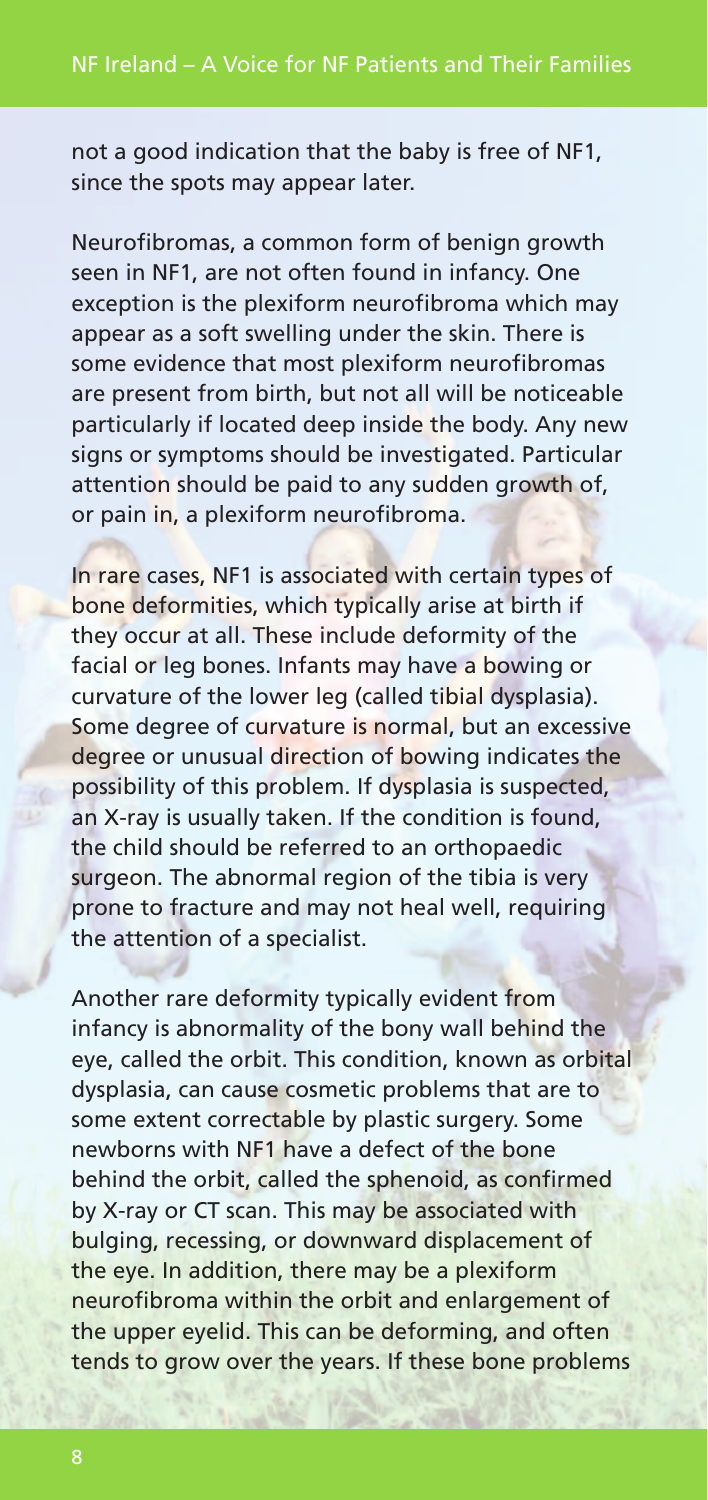not a good indication that the baby is free of NF1, since the spots may appear later.

Neurofibromas, a common form of benign growth seen in NF1, are not often found in infancy. One exception is the plexiform neurofibroma which may appear as a soft swelling under the skin. There is some evidence that most plexiform neurofibromas are present from birth, but not all will be noticeable particularly if located deep inside the body. Any new signs or symptoms should be investigated. Particular attention should be paid to any sudden growth of, or pain in, a plexiform neurofibroma.

In rare cases, NF1 is associated with certain types of bone deformities, which typically arise at birth if they occur at all. These include deformity of the facial or leg bones. Infants may have a bowing or curvature of the lower leg (called tibial dysplasia). Some degree of curvature is normal, but an excessive degree or unusual direction of bowing indicates the possibility of this problem. If dysplasia is suspected, an X-ray is usually taken. If the condition is found, the child should be referred to an orthopaedic surgeon. The abnormal region of the tibia is very prone to fracture and may not heal well, requiring the attention of a specialist.

Another rare deformity typically evident from infancy is abnormality of the bony wall behind the eye, called the orbit. This condition, known as orbital dysplasia, can cause cosmetic problems that are to some extent correctable by plastic surgery. Some newborns with NF1 have a defect of the bone behind the orbit, called the sphenoid, as confirmed by X-ray or CT scan. This may be associated with bulging, recessing, or downward displacement of the eye. In addition, there may be a plexiform neurofibroma within the orbit and enlargement of the upper eyelid. This can be deforming, and often tends to grow over the years. If these bone problems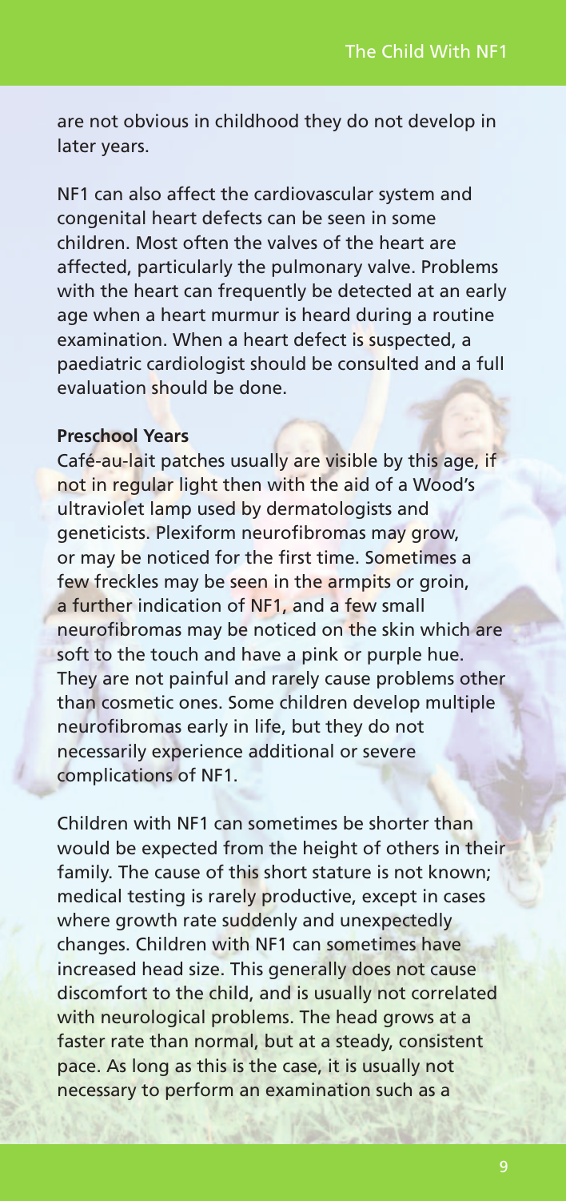are not obvious in childhood they do not develop in later years.

NF1 can also affect the cardiovascular system and congenital heart defects can be seen in some children. Most often the valves of the heart are affected, particularly the pulmonary valve. Problems with the heart can frequently be detected at an early age when a heart murmur is heard during a routine examination. When a heart defect is suspected, a paediatric cardiologist should be consulted and a full evaluation should be done.

**Preschool Years**

Café-au-lait patches usually are visible by this age, if not in regular light then with the aid of a Wood's ultraviolet lamp used by dermatologists and geneticists. Plexiform neurofibromas may grow, or may be noticed for the first time. Sometimes a few freckles may be seen in the armpits or groin, a further indication of NF1, and a few small neurofibromas may be noticed on the skin which are soft to the touch and have a pink or purple hue. They are not painful and rarely cause problems other than cosmetic ones. Some children develop multiple neurofibromas early in life, but they do not necessarily experience additional or severe complications of NF1.

Children with NF1 can sometimes be shorter than would be expected from the height of others in their family. The cause of this short stature is not known; medical testing is rarely productive, except in cases where growth rate suddenly and unexpectedly changes. Children with NF1 can sometimes have increased head size. This generally does not cause discomfort to the child, and is usually not correlated with neurological problems. The head grows at a faster rate than normal, but at a steady, consistent pace. As long as this is the case, it is usually not necessary to perform an examination such as a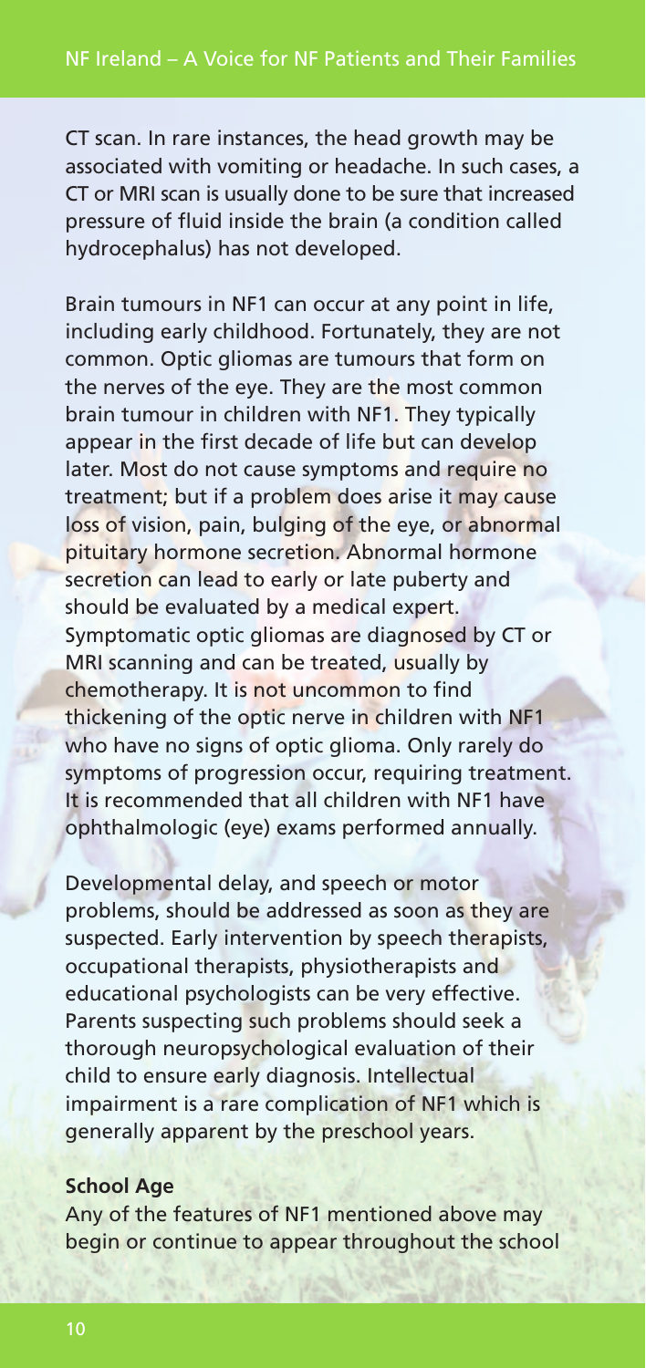CT scan. In rare instances, the head growth may be associated with vomiting or headache. In such cases, a CT or MRI scan is usually done to be sure that increased pressure of fluid inside the brain (a condition called hydrocephalus) has not developed.

Brain tumours in NF1 can occur at any point in life, including early childhood. Fortunately, they are not common. Optic gliomas are tumours that form on the nerves of the eye. They are the most common brain tumour in children with NF1. They typically appear in the first decade of life but can develop later. Most do not cause symptoms and require no treatment; but if a problem does arise it may cause loss of vision, pain, bulging of the eye, or abnormal pituitary hormone secretion. Abnormal hormone secretion can lead to early or late puberty and should be evaluated by a medical expert. Symptomatic optic gliomas are diagnosed by CT or MRI scanning and can be treated, usually by chemotherapy. It is not uncommon to find thickening of the optic nerve in children with NF1 who have no signs of optic glioma. Only rarely do symptoms of progression occur, requiring treatment. It is recommended that all children with NF1 have ophthalmologic (eye) exams performed annually.

Developmental delay, and speech or motor problems, should be addressed as soon as they are suspected. Early intervention by speech therapists, occupational therapists, physiotherapists and educational psychologists can be very effective. Parents suspecting such problems should seek a thorough neuropsychological evaluation of their child to ensure early diagnosis. Intellectual impairment is a rare complication of NF1 which is generally apparent by the preschool years.

**School Age**

Any of the features of NF1 mentioned above may begin or continue to appear throughout the school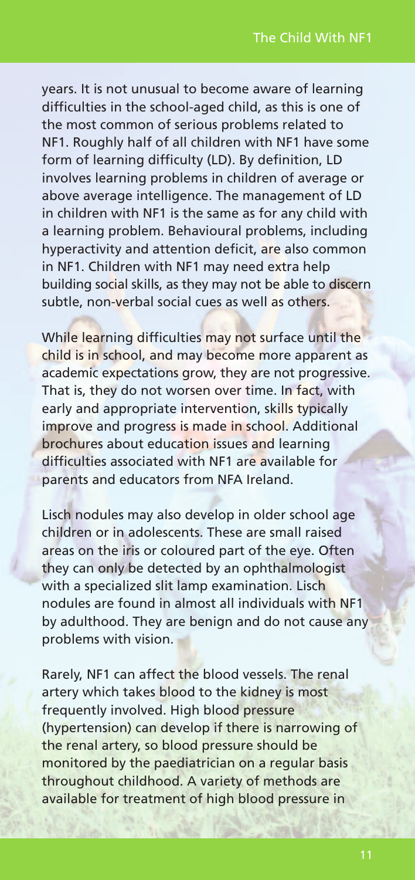years. It is not unusual to become aware of learning difficulties in the school-aged child, as this is one of the most common of serious problems related to NF1. Roughly half of all children with NF1 have some form of learning difficulty (LD). By definition, LD involves learning problems in children of average or above average intelligence. The management of LD in children with NF1 is the same as for any child with a learning problem. Behavioural problems, including hyperactivity and attention deficit, are also common in NF1. Children with NF1 may need extra help building social skills, as they may not be able to discern subtle, non-verbal social cues as well as others.

While learning difficulties may not surface until the child is in school, and may become more apparent as academic expectations grow, they are not progressive. That is, they do not worsen over time. In fact, with early and appropriate intervention, skills typically improve and progress is made in school. Additional brochures about education issues and learning difficulties associated with NF1 are available for parents and educators from NFA Ireland.

Lisch nodules may also develop in older school age children or in adolescents. These are small raised areas on the iris or coloured part of the eye. Often they can only be detected by an ophthalmologist with a specialized slit lamp examination. Lisch nodules are found in almost all individuals with NF1 by adulthood. They are benign and do not cause any problems with vision.

Rarely, NF1 can affect the blood vessels. The renal artery which takes blood to the kidney is most frequently involved. High blood pressure (hypertension) can develop if there is narrowing of the renal artery, so blood pressure should be monitored by the paediatrician on a regular basis throughout childhood. A variety of methods are available for treatment of high blood pressure in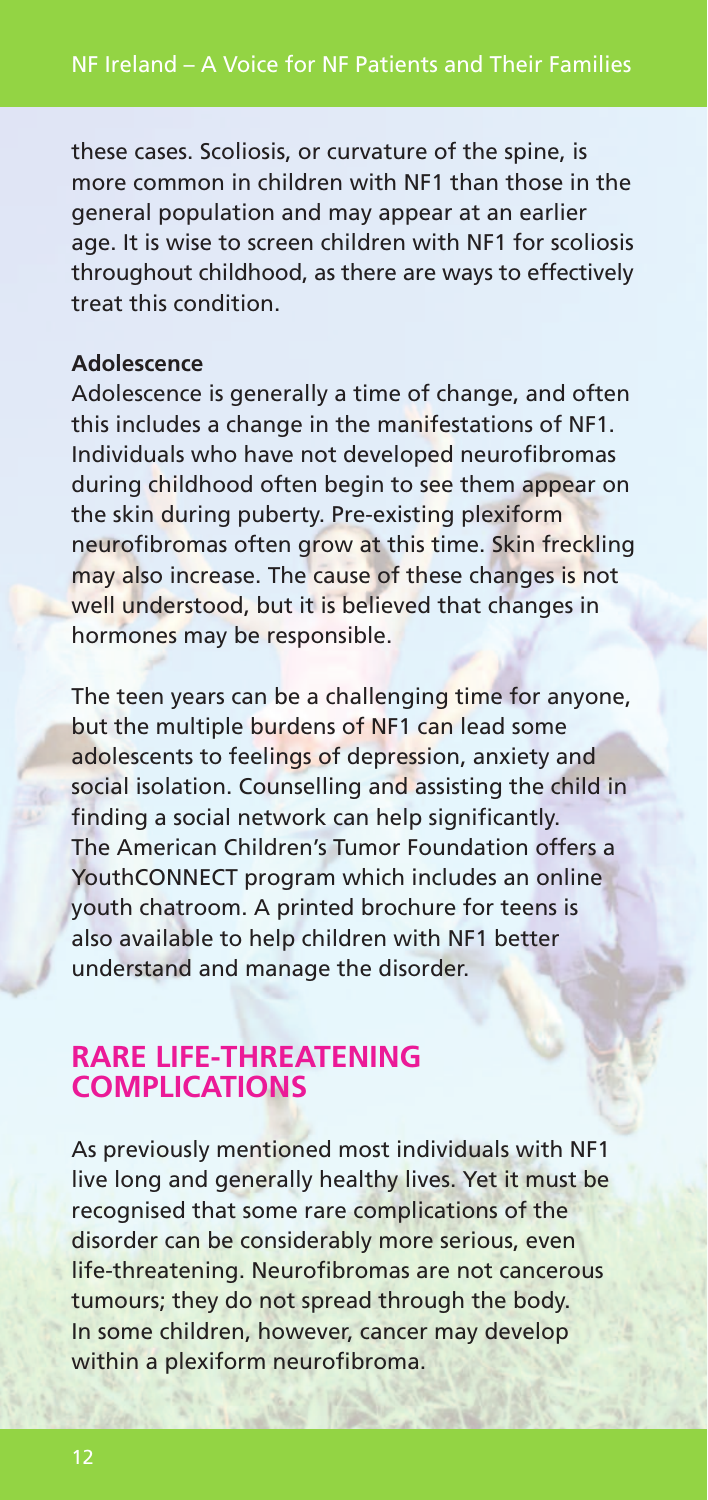these cases. Scoliosis, or curvature of the spine, is more common in children with NF1 than those in the general population and may appear at an earlier age. It is wise to screen children with NF1 for scoliosis throughout childhood, as there are ways to effectively treat this condition.

**Adolescence**

Adolescence is generally a time of change, and often this includes a change in the manifestations of NF1. Individuals who have not developed neurofibromas during childhood often begin to see them appear on the skin during puberty. Pre-existing plexiform neurofibromas often grow at this time. Skin freckling may also increase. The cause of these changes is not well understood, but it is believed that changes in hormones may be responsible.

The teen years can be a challenging time for anyone, but the multiple burdens of NF1 can lead some adolescents to feelings of depression, anxiety and social isolation. Counselling and assisting the child in finding a social network can help significantly. The American Children's Tumor Foundation offers a YouthCONNECT program which includes an online youth chatroom. A printed brochure for teens is also available to help children with NF1 better understand and manage the disorder.

## RARE LIFE-THREATENING COMPLICATIONS

As previously mentioned most individuals with NF1 live long and generally healthy lives. Yet it must be recognised that some rare complications of the disorder can be considerably more serious, even life-threatening. Neurofibromas are not cancerous tumours; they do not spread through the body. In some children, however, cancer may develop within a plexiform neurofibroma.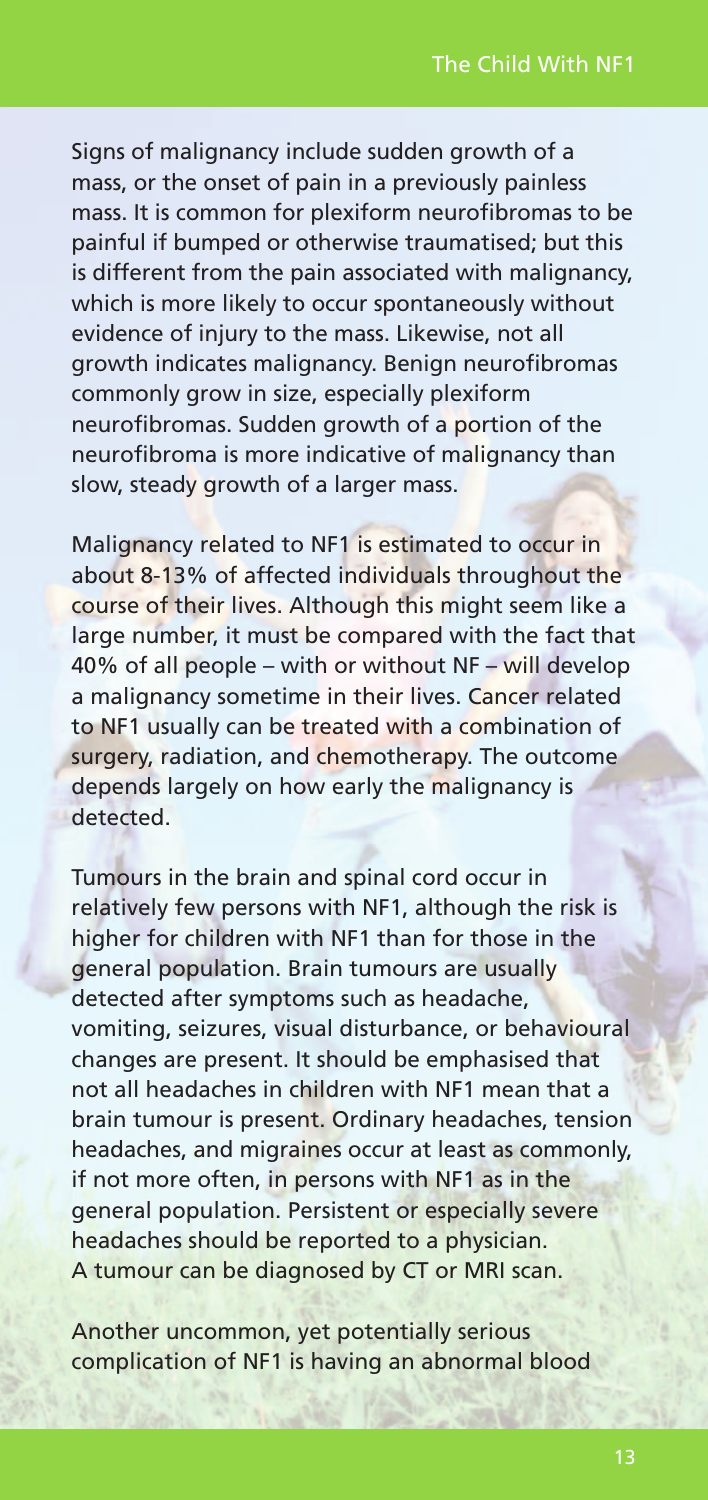Signs of malignancy include sudden growth of a mass, or the onset of pain in a previously painless mass. It is common for plexiform neurofibromas to be painful if bumped or otherwise traumatised; but this is different from the pain associated with malignancy, which is more likely to occur spontaneously without evidence of injury to the mass. Likewise, not all growth indicates malignancy. Benign neurofibromas commonly grow in size, especially plexiform neurofibromas. Sudden growth of a portion of the neurofibroma is more indicative of malignancy than slow, steady growth of a larger mass.

Malignancy related to NF1 is estimated to occur in about 8-13% of affected individuals throughout the course of their lives. Although this might seem like a large number, it must be compared with the fact that 40% of all people – with or without NF – will develop a malignancy sometime in their lives. Cancer related to NF1 usually can be treated with a combination of surgery, radiation, and chemotherapy. The outcome depends largely on how early the malignancy is detected.

Tumours in the brain and spinal cord occur in relatively few persons with NF1, although the risk is higher for children with NF1 than for those in the general population. Brain tumours are usually detected after symptoms such as headache, vomiting, seizures, visual disturbance, or behavioural changes are present. It should be emphasised that not all headaches in children with NF1 mean that a brain tumour is present. Ordinary headaches, tension headaches, and migraines occur at least as commonly, if not more often, in persons with NF1 as in the general population. Persistent or especially severe headaches should be reported to a physician. A tumour can be diagnosed by CT or MRI scan.

Another uncommon, yet potentially serious complication of NF1 is having an abnormal blood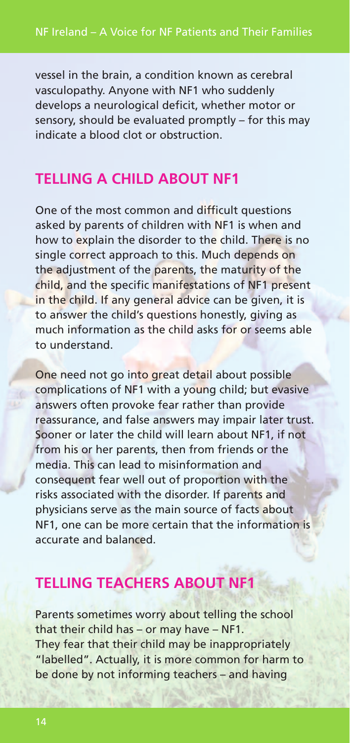vessel in the brain, a condition known as cerebral vasculopathy. Anyone with NF1 who suddenly develops a neurological deficit, whether motor or sensory, should be evaluated promptly – for this may indicate a blood clot or obstruction.

## TELLING A CHILD ABOUT NF1

One of the most common and difficult questions asked by parents of children with NF1 is when and how to explain the disorder to the child. There is no single correct approach to this. Much depends on the adjustment of the parents, the maturity of the child, and the specific manifestations of NF1 present in the child. If any general advice can be given, it is to answer the child's questions honestly, giving as much information as the child asks for or seems able to understand.

One need not go into great detail about possible complications of NF1 with a young child; but evasive answers often provoke fear rather than provide reassurance, and false answers may impair later trust. Sooner or later the child will learn about NF1, if not from his or her parents, then from friends or the media. This can lead to misinformation and consequent fear well out of proportion with the risks associated with the disorder. If parents and physicians serve as the main source of facts about NF1, one can be more certain that the information is accurate and balanced.

## TELLING TEACHERS ABOUT NF1

Parents sometimes worry about telling the school that their child has – or may have – NF1. They fear that their child may be inappropriately "labelled". Actually, it is more common for harm to be done by not informing teachers – and having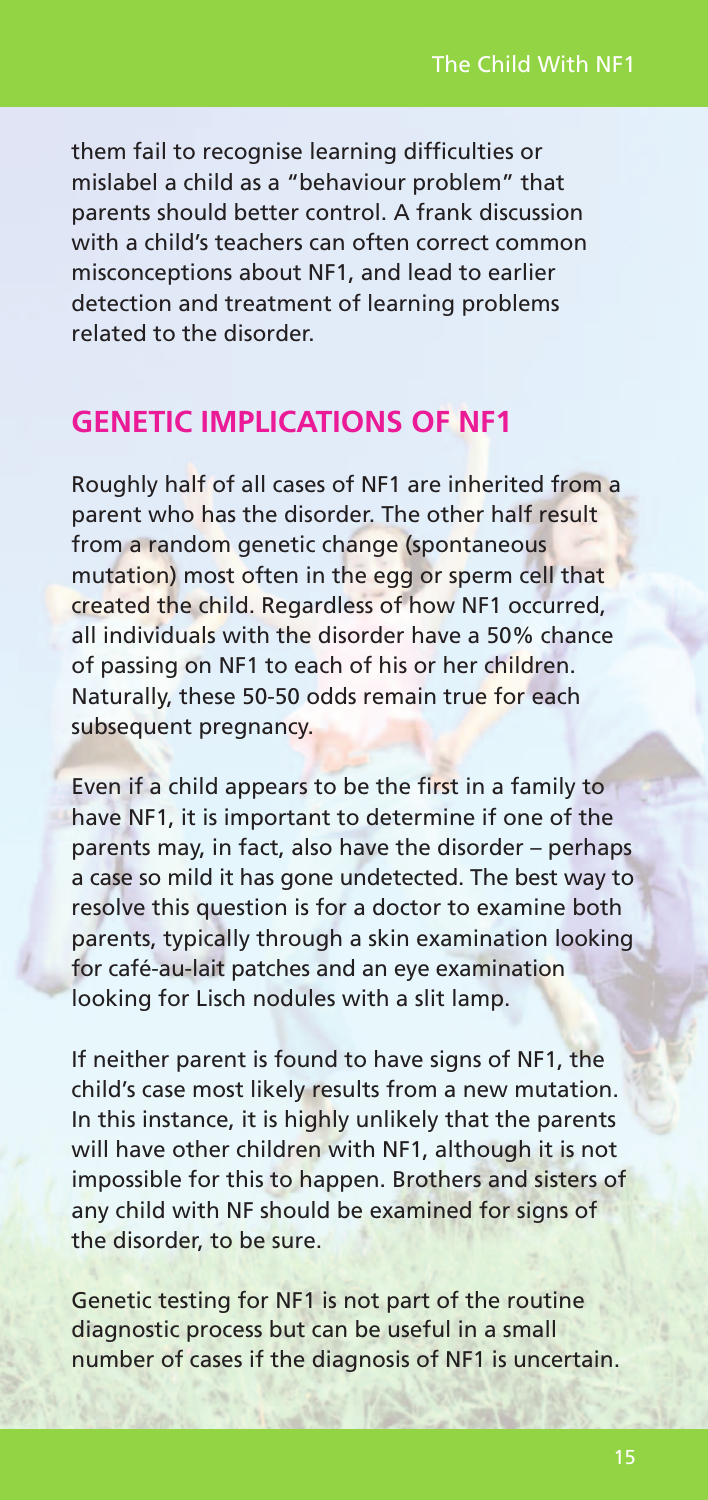them fail to recognise learning difficulties or mislabel a child as a "behaviour problem" that parents should better control. A frank discussion with a child's teachers can often correct common misconceptions about NF1, and lead to earlier detection and treatment of learning problems related to the disorder.

## GENETIC IMPLICATIONS OF NF1

Roughly half of all cases of NF1 are inherited from a parent who has the disorder. The other half result from a random genetic change (spontaneous mutation) most often in the egg or sperm cell that created the child. Regardless of how NF1 occurred, all individuals with the disorder have a 50% chance of passing on NF1 to each of his or her children. Naturally, these 50-50 odds remain true for each subsequent pregnancy.

Even if a child appears to be the first in a family to have NF1, it is important to determine if one of the parents may, in fact, also have the disorder – perhaps a case so mild it has gone undetected. The best way to resolve this question is for a doctor to examine both parents, typically through a skin examination looking for café-au-lait patches and an eye examination looking for Lisch nodules with a slit lamp.

If neither parent is found to have signs of NF1, the child's case most likely results from a new mutation. In this instance, it is highly unlikely that the parents will have other children with NF1, although it is not impossible for this to happen. Brothers and sisters of any child with NF should be examined for signs of the disorder, to be sure.

Genetic testing for NF1 is not part of the routine diagnostic process but can be useful in a small number of cases if the diagnosis of NF1 is uncertain.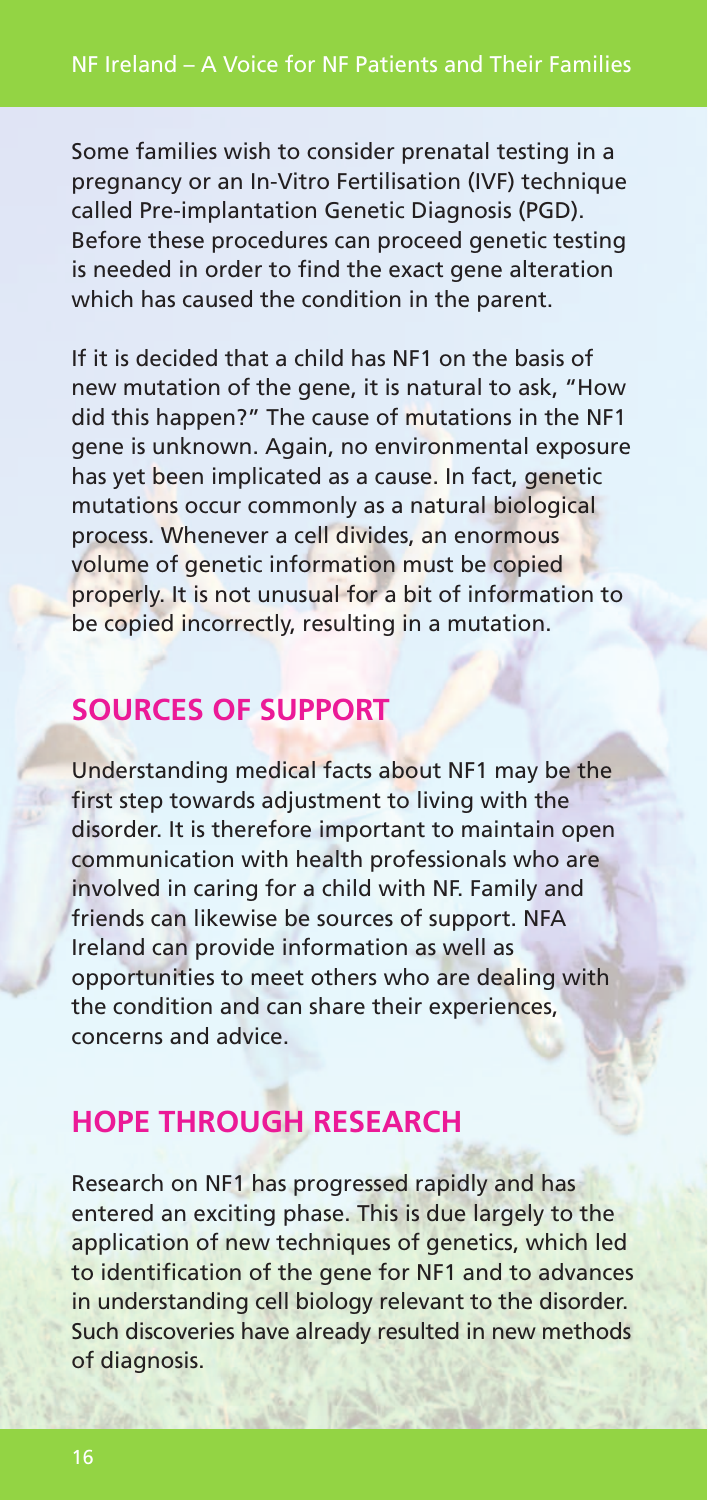Some families wish to consider prenatal testing in a pregnancy or an In-Vitro Fertilisation (IVF) technique called Pre-implantation Genetic Diagnosis (PGD). Before these procedures can proceed genetic testing is needed in order to find the exact gene alteration which has caused the condition in the parent.

If it is decided that a child has NF1 on the basis of new mutation of the gene, it is natural to ask, "How did this happen?" The cause of mutations in the NF1 gene is unknown. Again, no environmental exposure has yet been implicated as a cause. In fact, genetic mutations occur commonly as a natural biological process. Whenever a cell divides, an enormous volume of genetic information must be copied properly. It is not unusual for a bit of information to be copied incorrectly, resulting in a mutation.

## SOURCES OF SUPPORT

Understanding medical facts about NF1 may be the first step towards adjustment to living with the disorder. It is therefore important to maintain open communication with health professionals who are involved in caring for a child with NF. Family and friends can likewise be sources of support. NFA Ireland can provide information as well as opportunities to meet others who are dealing with the condition and can share their experiences, concerns and advice.

## HOPE THROUGH RESEARCH

Research on NF1 has progressed rapidly and has entered an exciting phase. This is due largely to the application of new techniques of genetics, which led to identification of the gene for NF1 and to advances in understanding cell biology relevant to the disorder. Such discoveries have already resulted in new methods of diagnosis.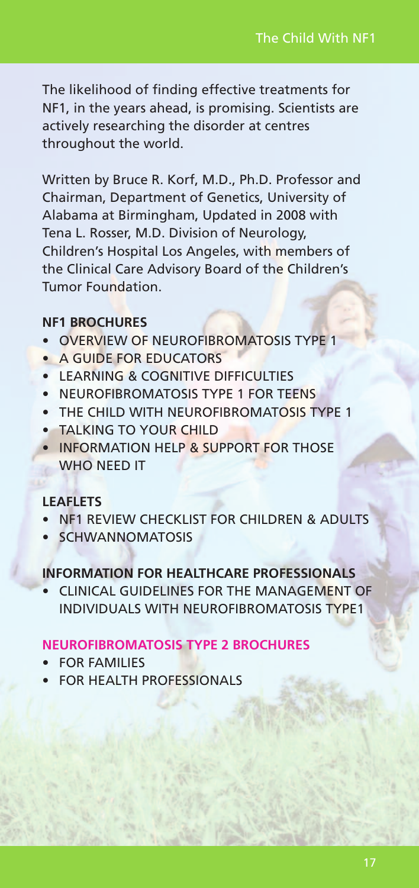The likelihood of finding effective treatments for NF1, in the years ahead, is promising. Scientists are actively researching the disorder at centres throughout the world.

Written by Bruce R. Korf, M.D., Ph.D. Professor and Chairman, Department of Genetics, University of Alabama at Birmingham, Updated in 2008 with Tena L. Rosser, M.D. Division of Neurology, Children's Hospital Los Angeles, with members of the Clinical Care Advisory Board of the Children's Tumor Foundation.

**NF1 BROCHURES**

- OVERVIEW OF NEUROFIBROMATOSIS TYPE 1
- A GUIDE FOR EDUCATORS
- LEARNING & COGNITIVE DIFFICULTIES
- NEUROFIBROMATOSIS TYPE 1 FOR TEENS
- THE CHILD WITH NEUROFIBROMATOSIS TYPE 1
- TALKING TO YOUR CHILD
- INFORMATION HELP & SUPPORT FOR THOSE WHO NEED IT

**LEAFLETS**

- NF1 REVIEW CHECKLIST FOR CHILDREN & ADULTS
- SCHWANNOMATOSIS

**INFORMATION FOR HEALTHCARE PROFESSIONALS**

- CLINICAL GUIDELINES FOR THE MANAGEMENT OF INDIVIDUALS WITH NEUROFIBROMATOSIS TYPE1

**NEUROFIBROMATOSIS TYPE 2 BROCHURES**

- FOR FAMILIES
- FOR HEALTH PROFESSIONALS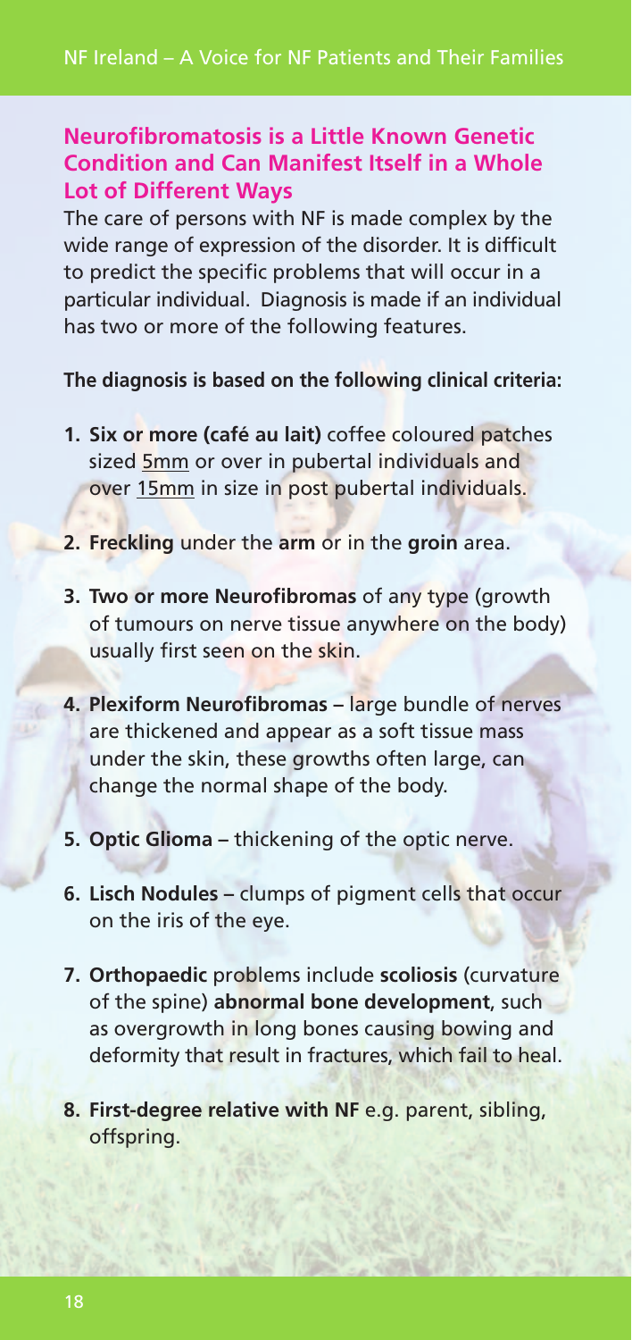## Neurofibromatosis is a Little Known Genetic Condition and Can Manifest Itself in a Whole Lot of Different Ways

The care of persons with NF is made complex by the wide range of expression of the disorder. It is difficult to predict the specific problems that will occur in a particular individual. Diagnosis is made if an individual has two or more of the following features.

**The diagnosis is based on the following clinical criteria:**

1. **Six or more (café au lait)** coffee coloured patches sized 5mm or over in pubertal individuals and over 15mm in size in post pubertal individuals.
2. **Freckling** under the **arm** or in the **groin** area.
3. **Two or more Neurofibromas** of any type (growth of tumours on nerve tissue anywhere on the body) usually first seen on the skin.
4. **Plexiform Neurofibromas** – large bundle of nerves are thickened and appear as a soft tissue mass under the skin, these growths often large, can change the normal shape of the body.
5. **Optic Glioma** – thickening of the optic nerve.
6. **Lisch Nodules** – clumps of pigment cells that occur on the iris of the eye.
7. **Orthopaedic** problems include **scoliosis** (curvature of the spine) **abnormal bone development**, such as overgrowth in long bones causing bowing and deformity that result in fractures, which fail to heal.
8. **First-degree relative with NF** e.g. parent, sibling, offspring.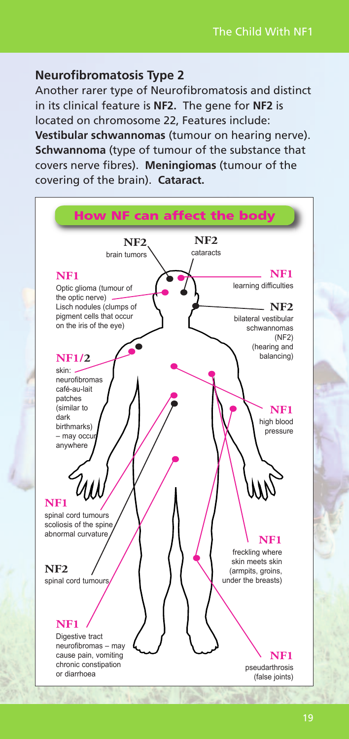## Neurofibromatosis Type 2

Another rarer type of Neurofibromatosis and distinct in its clinical feature is **NF2.** The gene for **NF2** is located on chromosome 22, Features include: **Vestibular schwannomas** (tumour on hearing nerve). **Schwannoma** (type of tumour of the substance that covers nerve fibres). **Meningiomas** (tumour of the covering of the brain). **Cataract.**

### How NF can affect the body

**NF2**
brain tumors

**NF2**
cataracts

**NF1**
Optic glioma (tumour of the optic nerve)
Lisch nodules (clumps of pigment cells that occur on the iris of the eye)

**NF1**
learning difficulties

**NF2**
bilateral vestibular schwannomas (NF2) (hearing and balancing)

**NF1/2**
skin:
neurofibromas
café-au-lait patches (similar to dark birthmarks) – may occur anywhere

**NF1**
high blood pressure

**NF1**
spinal cord tumours
scoliosis of the spine abnormal curvature

**NF1**
freckling where skin meets skin (armpits, groins, under the breasts)

**NF2**
spinal cord tumours

**NF1**
Digestive tract neurofibromas – may cause pain, vomiting chronic constipation or diarrhoea

**NF1**
pseudarthrosis (false joints)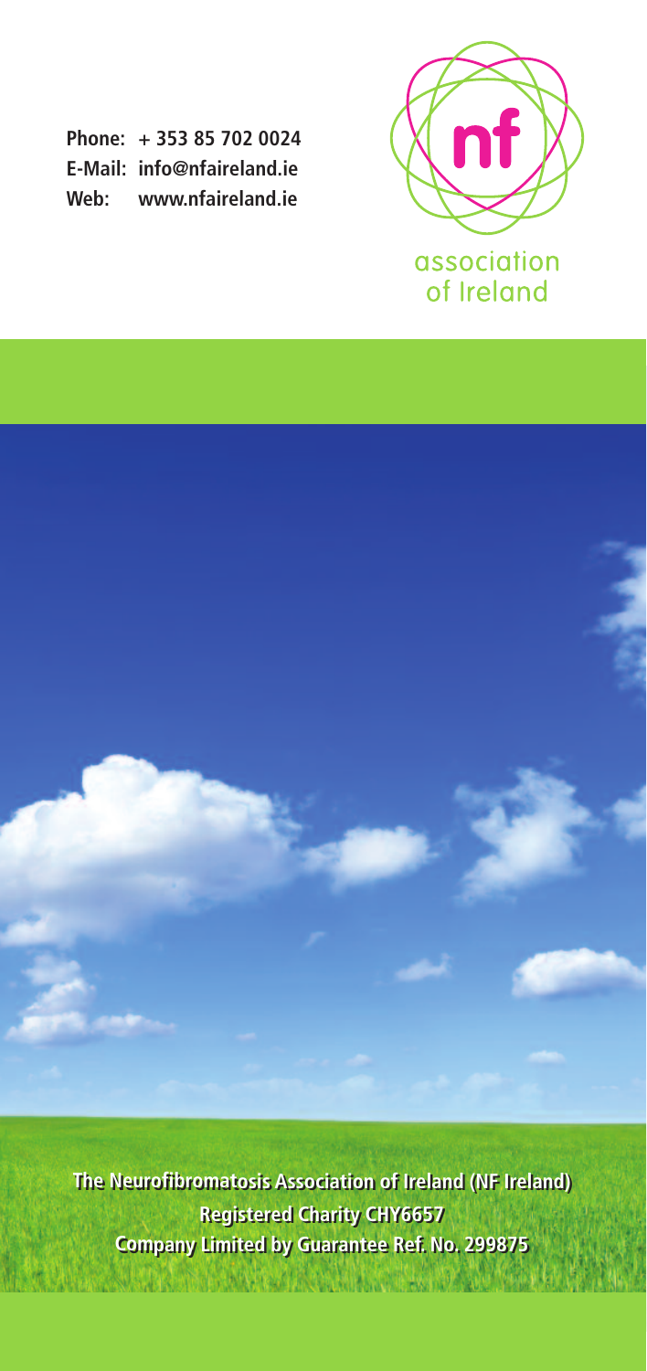**Phone:** + 353 85 702 0024
**E-Mail:** info@nfaireland.ie
**Web:** www.nfaireland.ie

nf
association
of Ireland

**The Neurofibromatosis Association of Ireland (NF Ireland)**
**Registered Charity CHY6657**
**Company Limited by Guarantee Ref. No. 299875**